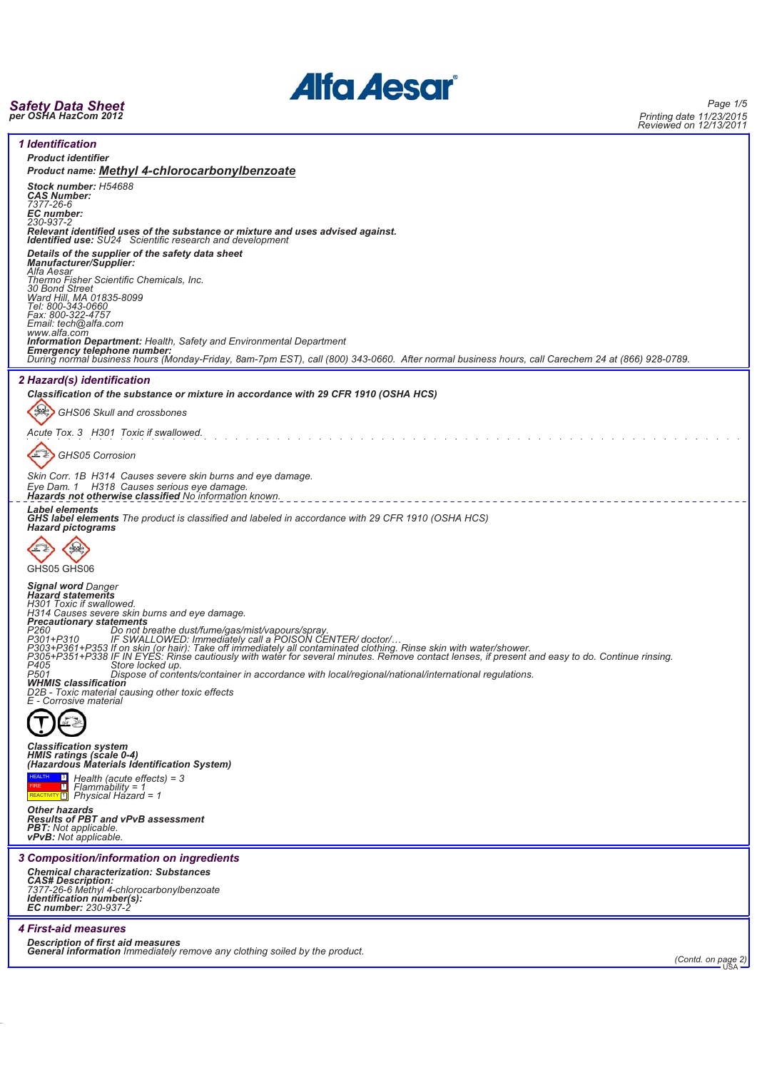# Safety Data Sheet

per OSHA HazCom 2012

Printing date 11/23/2015
Reviewed on 12/13/2011

## 1 Identification

**Product identifier**

**Product name:** **Methyl 4-chlorocarbonylbenzoate**

**Stock number:** H54688
**CAS Number:**
7377-26-6
**EC number:**
230-937-2
**Relevant identified uses of the substance or mixture and uses advised against.**
**Identified use:** SU24 Scientific research and development

**Details of the supplier of the safety data sheet**
**Manufacturer/Supplier:**
Alfa Aesar
Thermo Fisher Scientific Chemicals, Inc.
30 Bond Street
Ward Hill, MA 01835-8099
Tel: 800-343-0660
Fax: 800-322-4757
Email: tech@alfa.com
www.alfa.com
**Information Department:** Health, Safety and Environmental Department
**Emergency telephone number:**
During normal business hours (Monday-Friday, 8am-7pm EST), call (800) 343-0660. After normal business hours, call Carechem 24 at (866) 928-0789.

## 2 Hazard(s) identification

**Classification of the substance or mixture in accordance with 29 CFR 1910 (OSHA HCS)**

GHS06 Skull and crossbones

Acute Tox. 3 H301 Toxic if swallowed.

GHS05 Corrosion

Skin Corr. 1B H314 Causes severe skin burns and eye damage.
Eye Dam. 1 H318 Causes serious eye damage.
**Hazards not otherwise classified** No information known.

**Label elements**
**GHS label elements** The product is classified and labeled in accordance with 29 CFR 1910 (OSHA HCS)
**Hazard pictograms**

GHS05 GHS06

**Signal word** Danger
**Hazard statements**
H301 Toxic if swallowed.
H314 Causes severe skin burns and eye damage.
**Precautionary statements**
P260 Do not breathe dust/fume/gas/mist/vapours/spray.
P301+P310 IF SWALLOWED: Immediately call a POISON CENTER/ doctor/…
P303+P361+P353 If on skin (or hair): Take off immediately all contaminated clothing. Rinse skin with water/shower.
P305+P351+P338 IF IN EYES: Rinse cautiously with water for several minutes. Remove contact lenses, if present and easy to do. Continue rinsing.
P405 Store locked up.
P501 Dispose of contents/container in accordance with local/regional/national/international regulations.
**WHMIS classification**
D2B - Toxic material causing other toxic effects
E - Corrosive material

**Classification system**
**HMIS ratings (scale 0-4)**
**(Hazardous Materials Identification System)**

HEALTH 3 Health (acute effects) = 3
FIRE 1 Flammability = 1
REACTIVITY 1 Physical Hazard = 1

**Other hazards**
**Results of PBT and vPvB assessment**
**PBT:** Not applicable.
**vPvB:** Not applicable.

## 3 Composition/information on ingredients

**Chemical characterization: Substances**
**CAS# Description:**
7377-26-6 Methyl 4-chlorocarbonylbenzoate
**Identification number(s):**
**EC number:** 230-937-2

## 4 First-aid measures

**Description of first aid measures**
**General information** Immediately remove any clothing soiled by the product.

(Contd. on page 2)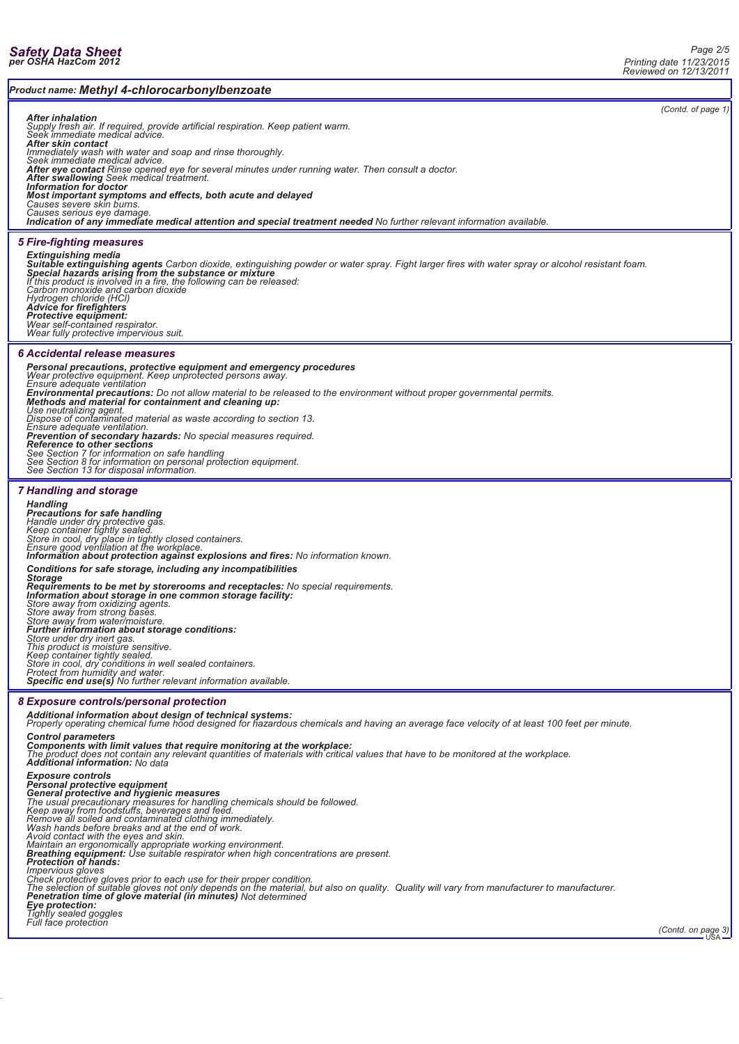**Product name: Methyl 4-chlorocarbonylbenzoate**

(Contd. of page 1)

***After inhalation***
*Supply fresh air. If required, provide artificial respiration. Keep patient warm.*
*Seek immediate medical advice.*
***After skin contact***
*Immediately wash with water and soap and rinse thoroughly.*
*Seek immediate medical advice.*
***After eye contact*** *Rinse opened eye for several minutes under running water. Then consult a doctor.*
***After swallowing*** *Seek medical treatment.*
***Information for doctor***
***Most important symptoms and effects, both acute and delayed***
*Causes severe skin burns.*
*Causes serious eye damage.*
***Indication of any immediate medical attention and special treatment needed*** *No further relevant information available.*

## *5 Fire-fighting measures*

***Extinguishing media***
***Suitable extinguishing agents*** *Carbon dioxide, extinguishing powder or water spray. Fight larger fires with water spray or alcohol resistant foam.*
***Special hazards arising from the substance or mixture***
*If this product is involved in a fire, the following can be released:*
*Carbon monoxide and carbon dioxide*
*Hydrogen chloride (HCl)*
***Advice for firefighters***
***Protective equipment:***
*Wear self-contained respirator.*
*Wear fully protective impervious suit.*

## *6 Accidental release measures*

***Personal precautions, protective equipment and emergency procedures***
*Wear protective equipment. Keep unprotected persons away.*
*Ensure adequate ventilation*
***Environmental precautions:*** *Do not allow material to be released to the environment without proper governmental permits.*
***Methods and material for containment and cleaning up:***
*Use neutralizing agent.*
*Dispose of contaminated material as waste according to section 13.*
*Ensure adequate ventilation.*
***Prevention of secondary hazards:*** *No special measures required.*
***Reference to other sections***
*See Section 7 for information on safe handling*
*See Section 8 for information on personal protection equipment.*
*See Section 13 for disposal information.*

## *7 Handling and storage*

***Handling***
***Precautions for safe handling***
*Handle under dry protective gas.*
*Keep container tightly sealed.*
*Store in cool, dry place in tightly closed containers.*
*Ensure good ventilation at the workplace.*
***Information about protection against explosions and fires:*** *No information known.*

***Conditions for safe storage, including any incompatibilities***
***Storage***
***Requirements to be met by storerooms and receptacles:*** *No special requirements.*
***Information about storage in one common storage facility:***
*Store away from oxidizing agents.*
*Store away from strong bases.*
*Store away from water/moisture.*
***Further information about storage conditions:***
*Store under dry inert gas.*
*This product is moisture sensitive.*
*Keep container tightly sealed.*
*Store in cool, dry conditions in well sealed containers.*
*Protect from humidity and water.*
***Specific end use(s)*** *No further relevant information available.*

## *8 Exposure controls/personal protection*

***Additional information about design of technical systems:***
*Properly operating chemical fume hood designed for hazardous chemicals and having an average face velocity of at least 100 feet per minute.*

***Control parameters***
***Components with limit values that require monitoring at the workplace:***
*The product does not contain any relevant quantities of materials with critical values that have to be monitored at the workplace.*
***Additional information:*** *No data*

***Exposure controls***
***Personal protective equipment***
***General protective and hygienic measures***
*The usual precautionary measures for handling chemicals should be followed.*
*Keep away from foodstuffs, beverages and feed.*
*Remove all soiled and contaminated clothing immediately.*
*Wash hands before breaks and at the end of work.*
*Avoid contact with the eyes and skin.*
*Maintain an ergonomically appropriate working environment.*
***Breathing equipment:*** *Use suitable respirator when high concentrations are present.*
***Protection of hands:***
*Impervious gloves*
*Check protective gloves prior to each use for their proper condition.*
*The selection of suitable gloves not only depends on the material, but also on quality. Quality will vary from manufacturer to manufacturer.*
***Penetration time of glove material (in minutes)*** *Not determined*
***Eye protection:***
*Tightly sealed goggles*
*Full face protection*

(Contd. on page 3)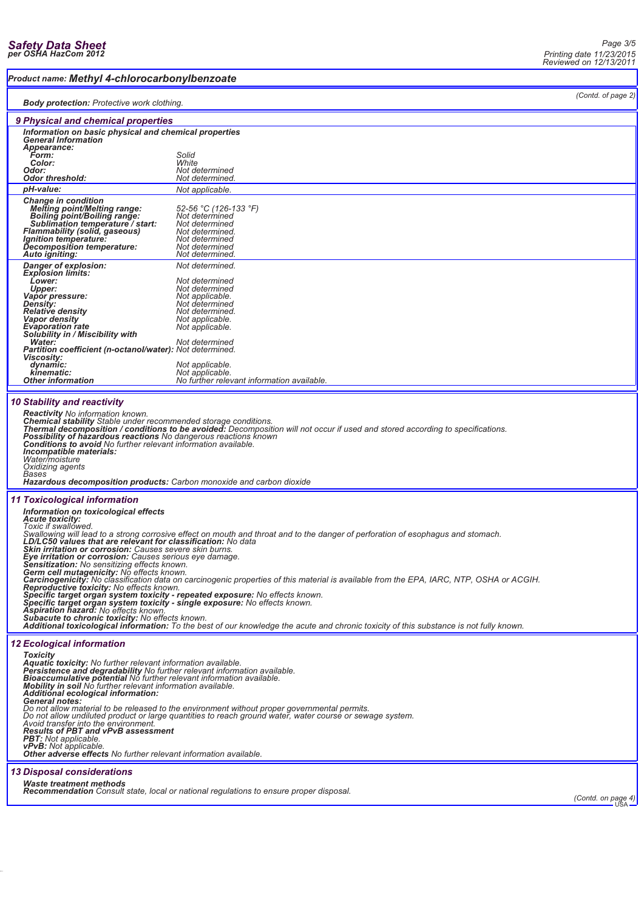**Product name: Methyl 4-chlorocarbonylbenzoate**

(Contd. of page 2)

**Body protection:** Protective work clothing.

## 9 Physical and chemical properties

**Information on basic physical and chemical properties**

**General Information**

| | |
|---|---|
| **Appearance:** | |
| **Form:** | Solid |
| **Color:** | White |
| **Odor:** | Not determined |
| **Odor threshold:** | Not determined. |
| **pH-value:** | Not applicable. |
| **Change in condition** | |
| **Melting point/Melting range:** | 52-56 °C (126-133 °F) |
| **Boiling point/Boiling range:** | Not determined |
| **Sublimation temperature / start:** | Not determined |
| **Flammability (solid, gaseous)** | Not determined. |
| **Ignition temperature:** | Not determined |
| **Decomposition temperature:** | Not determined |
| **Auto igniting:** | Not determined. |
| **Danger of explosion:** | Not determined. |
| **Explosion limits:** | |
| **Lower:** | Not determined |
| **Upper:** | Not determined |
| **Vapor pressure:** | Not applicable. |
| **Density:** | Not determined |
| **Relative density** | Not determined. |
| **Vapor density** | Not applicable. |
| **Evaporation rate** | Not applicable. |
| **Solubility in / Miscibility with** | |
| **Water:** | Not determined |
| **Partition coefficient (n-octanol/water):** | Not determined. |
| **Viscosity:** | |
| **dynamic:** | Not applicable. |
| **kinematic:** | Not applicable. |
| **Other information** | No further relevant information available. |

## 10 Stability and reactivity

**Reactivity** No information known.
**Chemical stability** Stable under recommended storage conditions.
**Thermal decomposition / conditions to be avoided:** Decomposition will not occur if used and stored according to specifications.
**Possibility of hazardous reactions** No dangerous reactions known
**Conditions to avoid** No further relevant information available.
**Incompatible materials:**
Water/moisture
Oxidizing agents
Bases
**Hazardous decomposition products:** Carbon monoxide and carbon dioxide

## 11 Toxicological information

**Information on toxicological effects**
**Acute toxicity:**
Toxic if swallowed.
Swallowing will lead to a strong corrosive effect on mouth and throat and to the danger of perforation of esophagus and stomach.
**LD/LC50 values that are relevant for classification:** No data
**Skin irritation or corrosion:** Causes severe skin burns.
**Eye irritation or corrosion:** Causes serious eye damage.
**Sensitization:** No sensitizing effects known.
**Germ cell mutagenicity:** No effects known.
**Carcinogenicity:** No classification data on carcinogenic properties of this material is available from the EPA, IARC, NTP, OSHA or ACGIH.
**Reproductive toxicity:** No effects known.
**Specific target organ system toxicity - repeated exposure:** No effects known.
**Specific target organ system toxicity - single exposure:** No effects known.
**Aspiration hazard:** No effects known.
**Subacute to chronic toxicity:** No effects known.
**Additional toxicological information:** To the best of our knowledge the acute and chronic toxicity of this substance is not fully known.

## 12 Ecological information

**Toxicity**
**Aquatic toxicity:** No further relevant information available.
**Persistence and degradability** No further relevant information available.
**Bioaccumulative potential** No further relevant information available.
**Mobility in soil** No further relevant information available.
**Additional ecological information:**
**General notes:**
Do not allow material to be released to the environment without proper governmental permits.
Do not allow undiluted product or large quantities to reach ground water, water course or sewage system.
Avoid transfer into the environment.
**Results of PBT and vPvB assessment**
**PBT:** Not applicable.
**vPvB:** Not applicable.
**Other adverse effects** No further relevant information available.

## 13 Disposal considerations

**Waste treatment methods**
**Recommendation** Consult state, local or national regulations to ensure proper disposal.

(Contd. on page 4)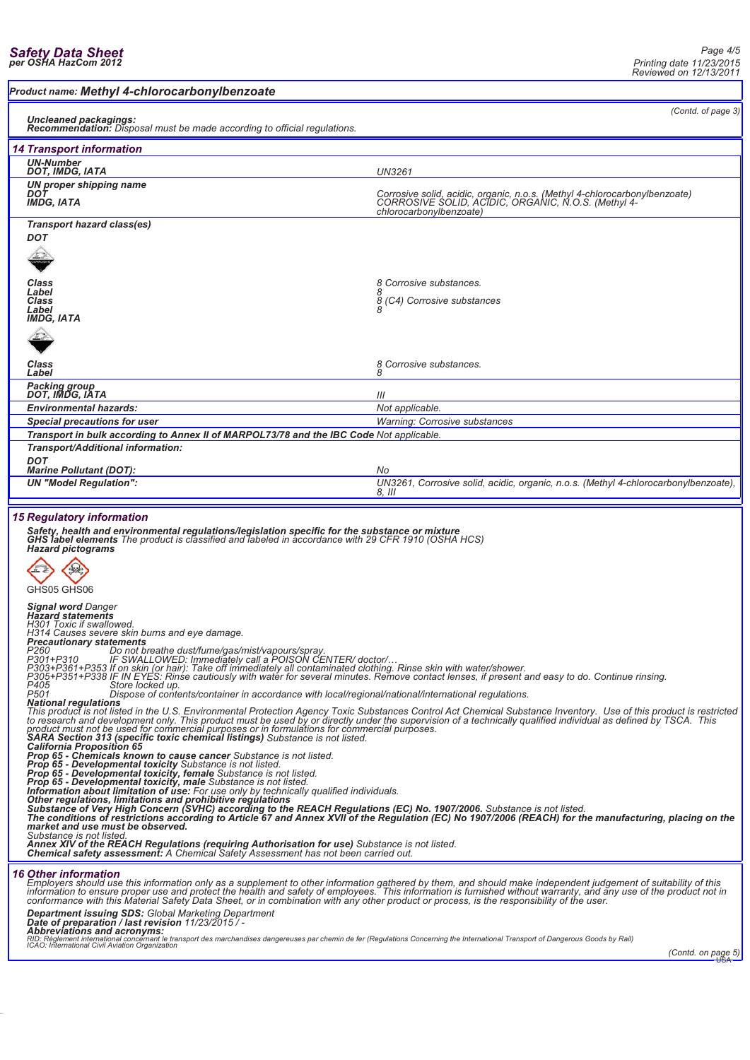**Product name: Methyl 4-chlorocarbonylbenzoate**

(Contd. of page 3)

**Uncleaned packagings:**
**Recommendation:** Disposal must be made according to official regulations.

## 14 Transport information

| | |
|---|---|
| **UN-Number** | |
| **DOT, IMDG, IATA** | UN3261 |
| **UN proper shipping name** | |
| **DOT** | Corrosive solid, acidic, organic, n.o.s. (Methyl 4-chlorocarbonylbenzoate) |
| **IMDG, IATA** | CORROSIVE SOLID, ACIDIC, ORGANIC, N.O.S. (Methyl 4-chlorocarbonylbenzoate) |
| **Transport hazard class(es)** | |
| **DOT** | |
| **Class** | 8 Corrosive substances. |
| **Label** | 8 |
| **Class** | 8 (C4) Corrosive substances |
| **Label** | 8 |
| **IMDG, IATA** | |
| **Class** | 8 Corrosive substances. |
| **Label** | 8 |
| **Packing group** | |
| **DOT, IMDG, IATA** | III |
| **Environmental hazards:** | Not applicable. |
| **Special precautions for user** | Warning: Corrosive substances |
| **Transport in bulk according to Annex II of MARPOL73/78 and the IBC Code** | Not applicable. |
| **Transport/Additional information:** | |
| **DOT** | |
| **Marine Pollutant (DOT):** | No |
| **UN "Model Regulation":** | UN3261, Corrosive solid, acidic, organic, n.o.s. (Methyl 4-chlorocarbonylbenzoate), 8, III |

## 15 Regulatory information

**Safety, health and environmental regulations/legislation specific for the substance or mixture**
**GHS label elements** The product is classified and labeled in accordance with 29 CFR 1910 (OSHA HCS)
**Hazard pictograms**

GHS05 GHS06

**Signal word** Danger
**Hazard statements**
H301 Toxic if swallowed.
H314 Causes severe skin burns and eye damage.
**Precautionary statements**
P260 Do not breathe dust/fume/gas/mist/vapours/spray.
P301+P310 IF SWALLOWED: Immediately call a POISON CENTER/ doctor/…
P303+P361+P353 If on skin (or hair): Take off immediately all contaminated clothing. Rinse skin with water/shower.
P305+P351+P338 IF IN EYES: Rinse cautiously with water for several minutes. Remove contact lenses, if present and easy to do. Continue rinsing.
P405 Store locked up.
P501 Dispose of contents/container in accordance with local/regional/national/international regulations.
**National regulations**
This product is not listed in the U.S. Environmental Protection Agency Toxic Substances Control Act Chemical Substance Inventory. Use of this product is restricted to research and development only. This product must be used by or directly under the supervision of a technically qualified individual as defined by TSCA. This product must not be used for commercial purposes or in formulations for commercial purposes.
**SARA Section 313 (specific toxic chemical listings)** Substance is not listed.
**California Proposition 65**
**Prop 65 - Chemicals known to cause cancer** Substance is not listed.
**Prop 65 - Developmental toxicity** Substance is not listed.
**Prop 65 - Developmental toxicity, female** Substance is not listed.
**Prop 65 - Developmental toxicity, male** Substance is not listed.
**Information about limitation of use:** For use only by technically qualified individuals.
**Other regulations, limitations and prohibitive regulations**
**Substance of Very High Concern (SVHC) according to the REACH Regulations (EC) No. 1907/2006.** Substance is not listed.
**The conditions of restrictions according to Article 67 and Annex XVII of the Regulation (EC) No 1907/2006 (REACH) for the manufacturing, placing on the market and use must be observed.**
Substance is not listed.
**Annex XIV of the REACH Regulations (requiring Authorisation for use)** Substance is not listed.
**Chemical safety assessment:** A Chemical Safety Assessment has not been carried out.

## 16 Other information

Employers should use this information only as a supplement to other information gathered by them, and should make independent judgement of suitability of this information to ensure proper use and protect the health and safety of employees. This information is furnished without warranty, and any use of the product not in conformance with this Material Safety Data Sheet, or in combination with any other product or process, is the responsibility of the user.

**Department issuing SDS:** Global Marketing Department
**Date of preparation / last revision** 11/23/2015 / -
**Abbreviations and acronyms:**
RID: Règlement international concernant le transport des marchandises dangereuses par chemin de fer (Regulations Concerning the International Transport of Dangerous Goods by Rail)
ICAO: International Civil Aviation Organization

(Contd. on page 5)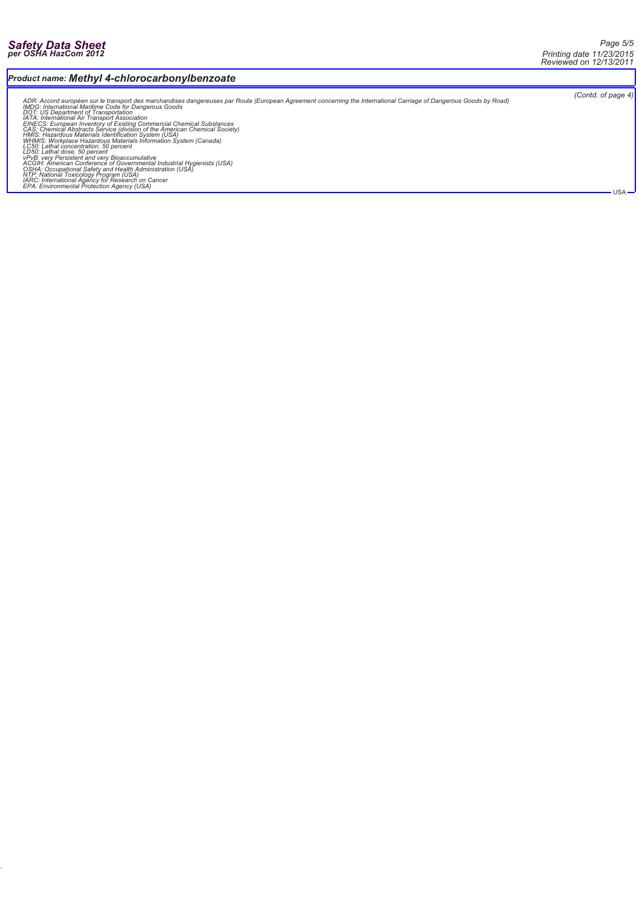*Product name:* ***Methyl 4-chlorocarbonylbenzoate***

(Contd. of page 4)

*ADR: Accord européen sur le transport des marchandises dangereuses par Route (European Agreement concerning the International Carriage of Dangerous Goods by Road)*
*IMDG: International Maritime Code for Dangerous Goods*
*DOT: US Department of Transportation*
*IATA: International Air Transport Association*
*EINECS: European Inventory of Existing Commercial Chemical Substances*
*CAS: Chemical Abstracts Service (division of the American Chemical Society)*
*HMIS: Hazardous Materials Identification System (USA)*
*WHMIS: Workplace Hazardous Materials Information System (Canada)*
*LC50: Lethal concentration, 50 percent*
*LD50: Lethal dose, 50 percent*
*vPvB: very Persistent and very Bioaccumulative*
*ACGIH: American Conference of Governmental Industrial Hygienists (USA)*
*OSHA: Occupational Safety and Health Administration (USA)*
*NTP: National Toxicology Program (USA)*
*IARC: International Agency for Research on Cancer*
*EPA: Environmental Protection Agency (USA)*

USA